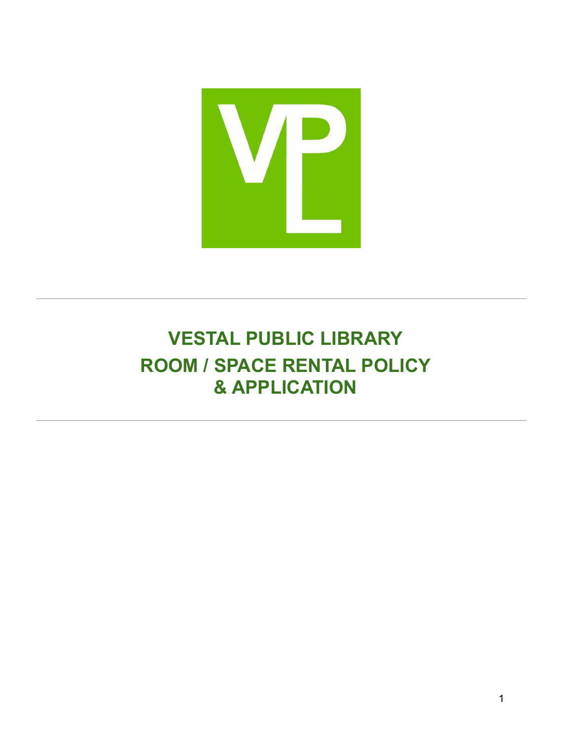# VESTAL PUBLIC LIBRARY
# ROOM / SPACE RENTAL POLICY
# & APPLICATION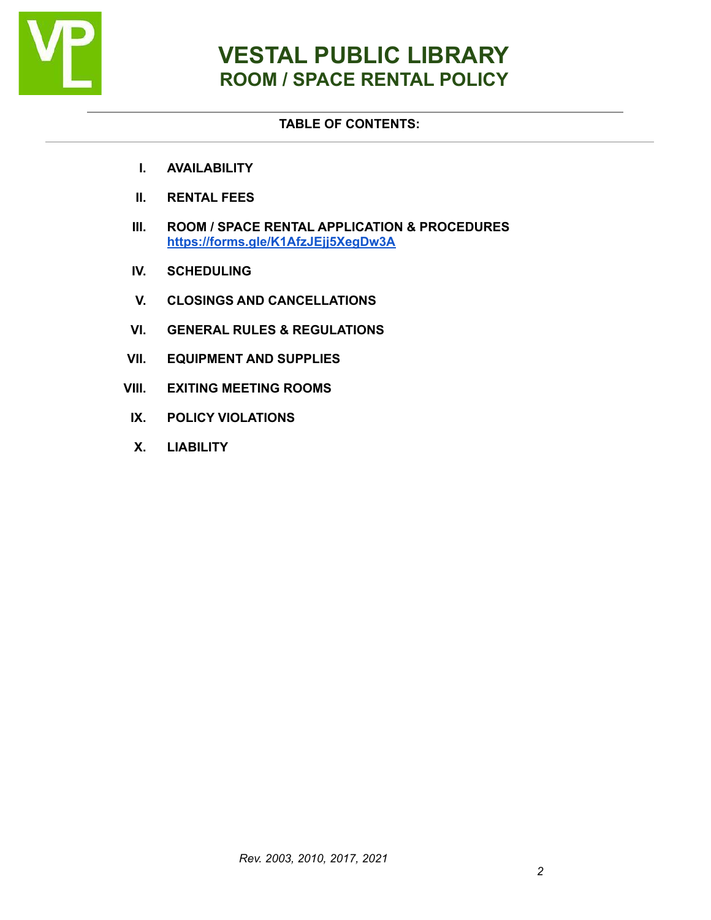# VESTAL PUBLIC LIBRARY
## ROOM / SPACE RENTAL POLICY

**TABLE OF CONTENTS:**

I. **AVAILABILITY**

II. **RENTAL FEES**

III. **ROOM / SPACE RENTAL APPLICATION & PROCEDURES**
[https://forms.gle/K1AfzJEjj5XegDw3A](https://forms.gle/K1AfzJEjj5XegDw3A)

IV. **SCHEDULING**

V. **CLOSINGS AND CANCELLATIONS**

VI. **GENERAL RULES & REGULATIONS**

VII. **EQUIPMENT AND SUPPLIES**

VIII. **EXITING MEETING ROOMS**

IX. **POLICY VIOLATIONS**

X. **LIABILITY**

*Rev. 2003, 2010, 2017, 2021*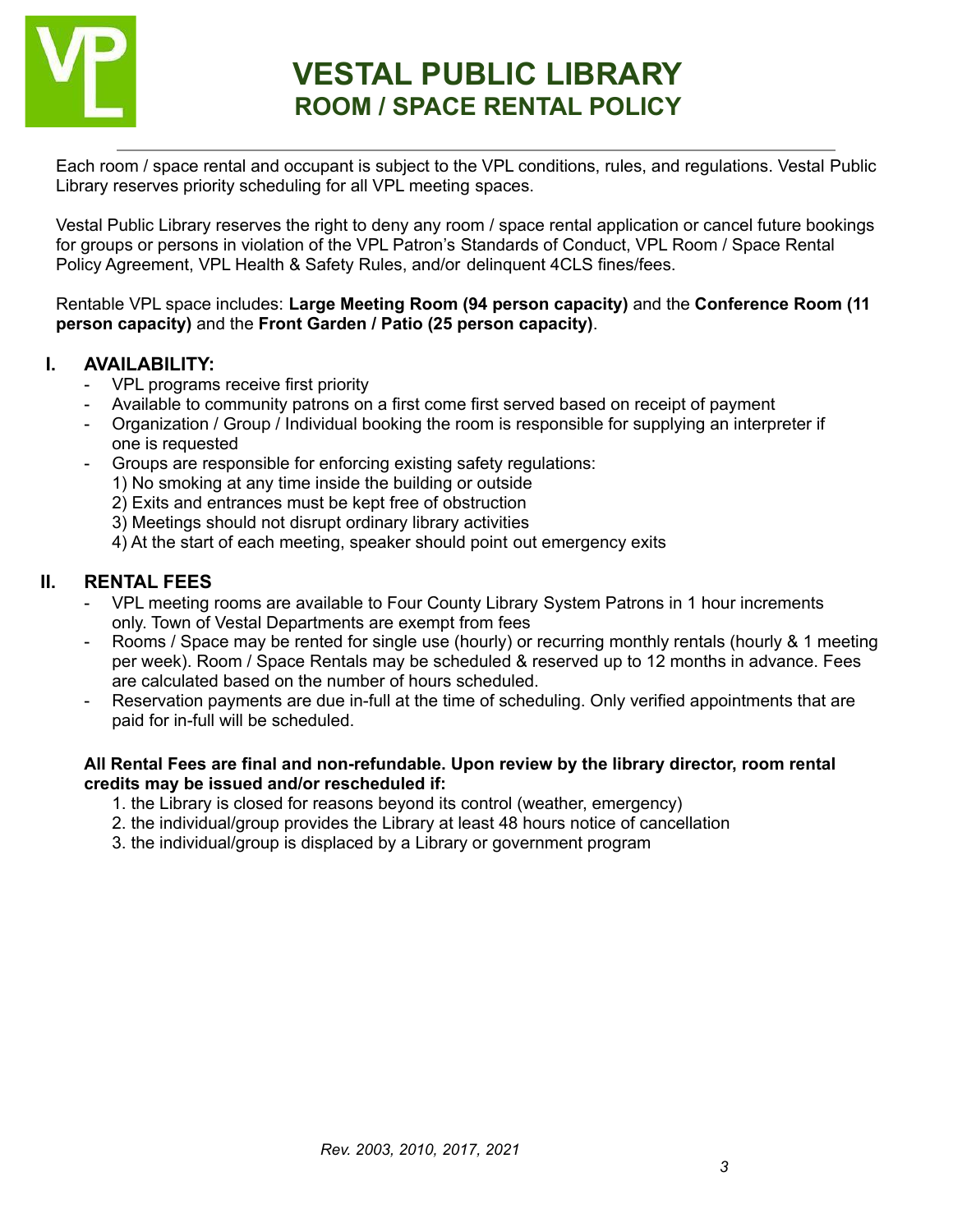# VESTAL PUBLIC LIBRARY
## ROOM / SPACE RENTAL POLICY

Each room / space rental and occupant is subject to the VPL conditions, rules, and regulations. Vestal Public Library reserves priority scheduling for all VPL meeting spaces.

Vestal Public Library reserves the right to deny any room / space rental application or cancel future bookings for groups or persons in violation of the VPL Patron's Standards of Conduct, VPL Room / Space Rental Policy Agreement, VPL Health & Safety Rules, and/or delinquent 4CLS fines/fees.

Rentable VPL space includes: **Large Meeting Room (94 person capacity)** and the **Conference Room (11 person capacity)** and the **Front Garden / Patio (25 person capacity)**.

### I. AVAILABILITY:

- VPL programs receive first priority
- Available to community patrons on a first come first served based on receipt of payment
- Organization / Group / Individual booking the room is responsible for supplying an interpreter if one is requested
- Groups are responsible for enforcing existing safety regulations:
  1) No smoking at any time inside the building or outside
  2) Exits and entrances must be kept free of obstruction
  3) Meetings should not disrupt ordinary library activities
  4) At the start of each meeting, speaker should point out emergency exits

### II. RENTAL FEES

- VPL meeting rooms are available to Four County Library System Patrons in 1 hour increments only. Town of Vestal Departments are exempt from fees
- Rooms / Space may be rented for single use (hourly) or recurring monthly rentals (hourly & 1 meeting per week). Room / Space Rentals may be scheduled & reserved up to 12 months in advance. Fees are calculated based on the number of hours scheduled.
- Reservation payments are due in-full at the time of scheduling. Only verified appointments that are paid for in-full will be scheduled.

**All Rental Fees are final and non-refundable. Upon review by the library director, room rental credits may be issued and/or rescheduled if:**

1. the Library is closed for reasons beyond its control (weather, emergency)
2. the individual/group provides the Library at least 48 hours notice of cancellation
3. the individual/group is displaced by a Library or government program

*Rev. 2003, 2010, 2017, 2021*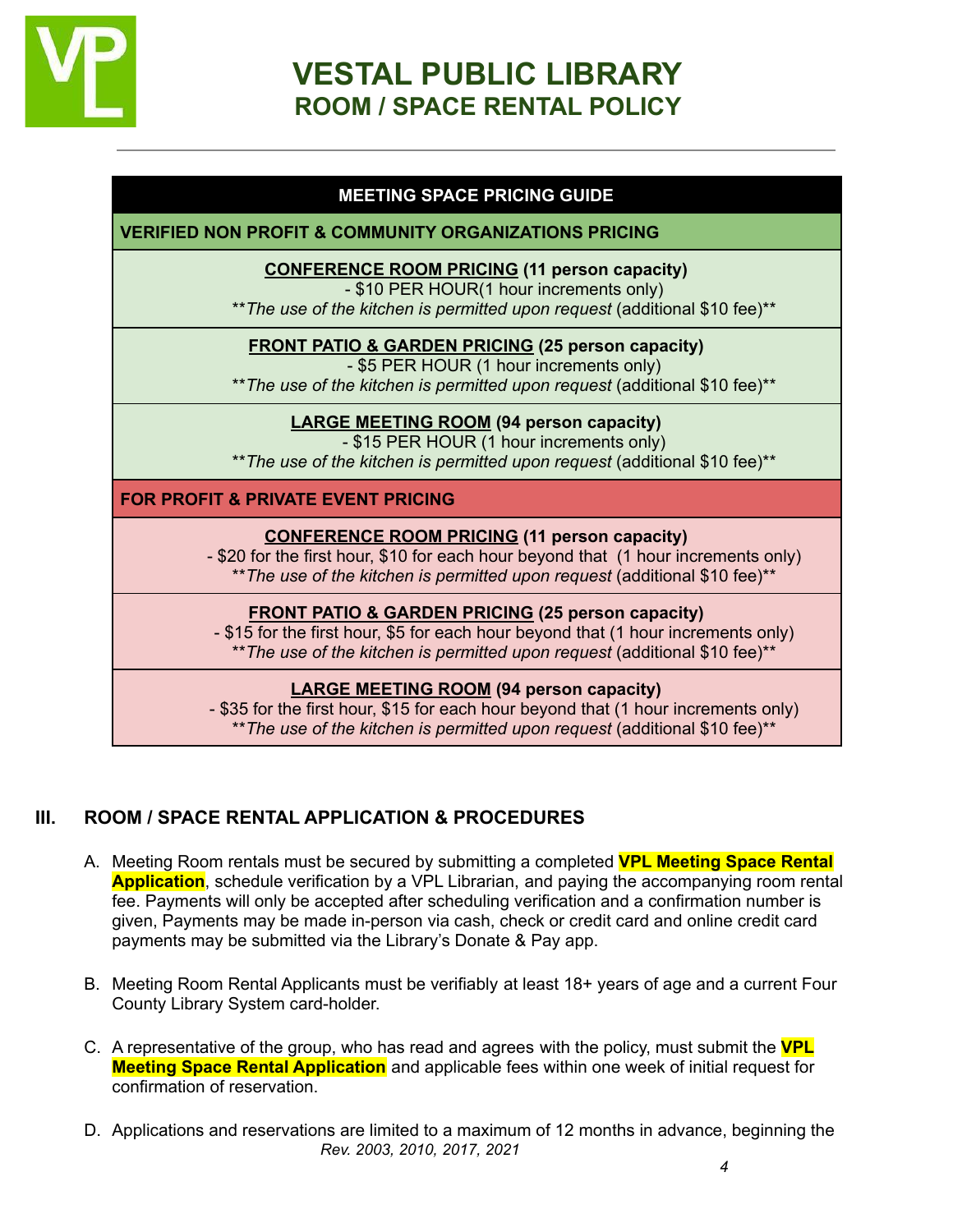# VESTAL PUBLIC LIBRARY
## ROOM / SPACE RENTAL POLICY

| MEETING SPACE PRICING GUIDE |
|---|
| **VERIFIED NON PROFIT & COMMUNITY ORGANIZATIONS PRICING** |
| **CONFERENCE ROOM PRICING (11 person capacity)**<br>- $10 PER HOUR(1 hour increments only)<br>***The use of the kitchen is permitted upon request* (additional $10 fee)** |
| **FRONT PATIO & GARDEN PRICING (25 person capacity)**<br>- $5 PER HOUR (1 hour increments only)<br>***The use of the kitchen is permitted upon request* (additional $10 fee)** |
| **LARGE MEETING ROOM (94 person capacity)**<br>- $15 PER HOUR (1 hour increments only)<br>***The use of the kitchen is permitted upon request* (additional $10 fee)** |
| **FOR PROFIT & PRIVATE EVENT PRICING** |
| **CONFERENCE ROOM PRICING (11 person capacity)**<br>- $20 for the first hour, $10 for each hour beyond that (1 hour increments only)<br>***The use of the kitchen is permitted upon request* (additional $10 fee)** |
| **FRONT PATIO & GARDEN PRICING (25 person capacity)**<br>- $15 for the first hour, $5 for each hour beyond that (1 hour increments only)<br>***The use of the kitchen is permitted upon request* (additional $10 fee)** |
| **LARGE MEETING ROOM (94 person capacity)**<br>- $35 for the first hour, $15 for each hour beyond that (1 hour increments only)<br>***The use of the kitchen is permitted upon request* (additional $10 fee)** |

## III. ROOM / SPACE RENTAL APPLICATION & PROCEDURES

A. Meeting Room rentals must be secured by submitting a completed **VPL Meeting Space Rental Application**, schedule verification by a VPL Librarian, and paying the accompanying room rental fee. Payments will only be accepted after scheduling verification and a confirmation number is given, Payments may be made in-person via cash, check or credit card and online credit card payments may be submitted via the Library's Donate & Pay app.

B. Meeting Room Rental Applicants must be verifiably at least 18+ years of age and a current Four County Library System card-holder.

C. A representative of the group, who has read and agrees with the policy, must submit the **VPL Meeting Space Rental Application** and applicable fees within one week of initial request for confirmation of reservation.

D. Applications and reservations are limited to a maximum of 12 months in advance, beginning the

*Rev. 2003, 2010, 2017, 2021*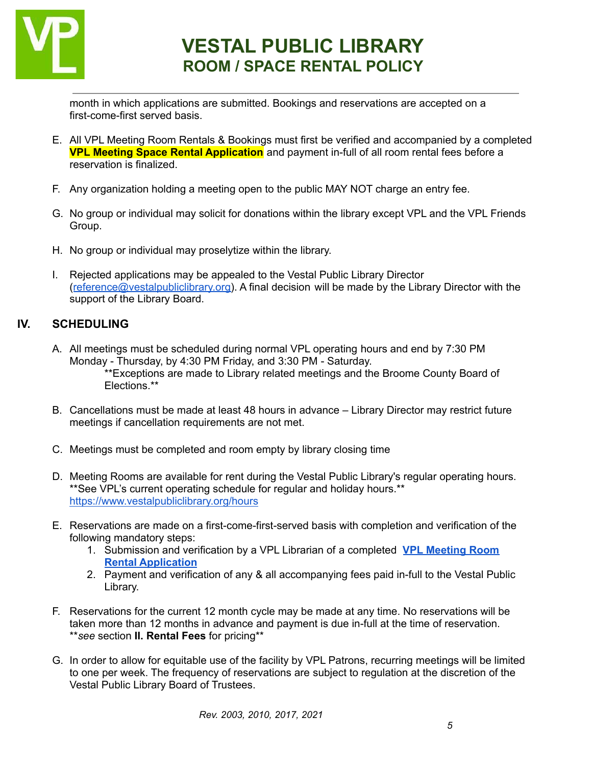month in which applications are submitted. Bookings and reservations are accepted on a first-come-first served basis.

E. All VPL Meeting Room Rentals & Bookings must first be verified and accompanied by a completed **VPL Meeting Space Rental Application** and payment in-full of all room rental fees before a reservation is finalized.

F. Any organization holding a meeting open to the public MAY NOT charge an entry fee.

G. No group or individual may solicit for donations within the library except VPL and the VPL Friends Group.

H. No group or individual may proselytize within the library.

I. Rejected applications may be appealed to the Vestal Public Library Director (reference@vestalpubliclibrary.org). A final decision will be made by the Library Director with the support of the Library Board.

## IV. SCHEDULING

A. All meetings must be scheduled during normal VPL operating hours and end by 7:30 PM Monday - Thursday, by 4:30 PM Friday, and 3:30 PM - Saturday.
   **Exceptions are made to Library related meetings and the Broome County Board of Elections.**

B. Cancellations must be made at least 48 hours in advance – Library Director may restrict future meetings if cancellation requirements are not met.

C. Meetings must be completed and room empty by library closing time

D. Meeting Rooms are available for rent during the Vestal Public Library's regular operating hours. **See VPL's current operating schedule for regular and holiday hours.** https://www.vestalpubliclibrary.org/hours

E. Reservations are made on a first-come-first-served basis with completion and verification of the following mandatory steps:
   1. Submission and verification by a VPL Librarian of a completed **VPL Meeting Room Rental Application**
   2. Payment and verification of any & all accompanying fees paid in-full to the Vestal Public Library.

F. Reservations for the current 12 month cycle may be made at any time. No reservations will be taken more than 12 months in advance and payment is due in-full at the time of reservation. ***see* section **II. Rental Fees** for pricing**

G. In order to allow for equitable use of the facility by VPL Patrons, recurring meetings will be limited to one per week. The frequency of reservations are subject to regulation at the discretion of the Vestal Public Library Board of Trustees.

*Rev. 2003, 2010, 2017, 2021*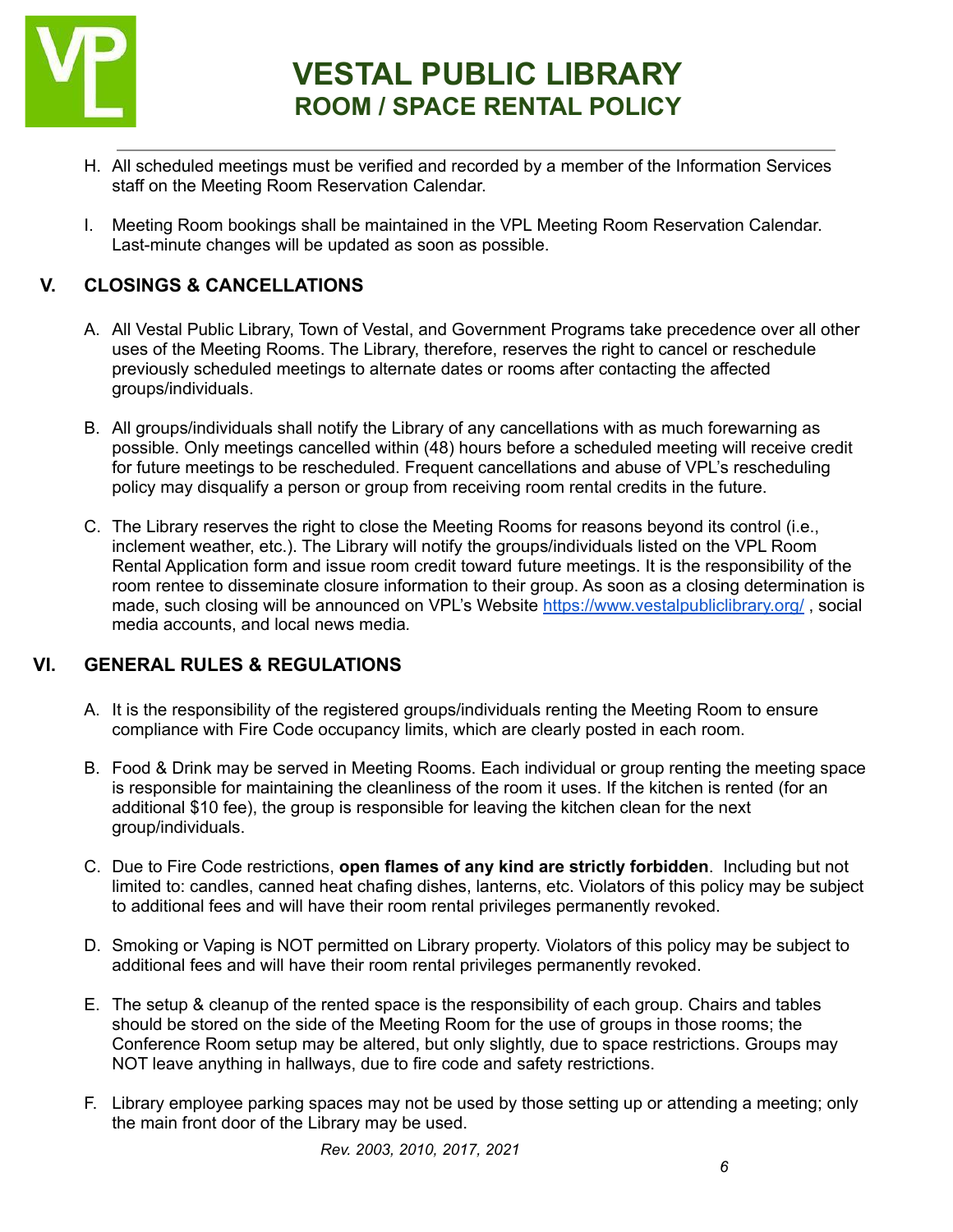H. All scheduled meetings must be verified and recorded by a member of the Information Services staff on the Meeting Room Reservation Calendar.

I. Meeting Room bookings shall be maintained in the VPL Meeting Room Reservation Calendar. Last-minute changes will be updated as soon as possible.

## V. CLOSINGS & CANCELLATIONS

A. All Vestal Public Library, Town of Vestal, and Government Programs take precedence over all other uses of the Meeting Rooms. The Library, therefore, reserves the right to cancel or reschedule previously scheduled meetings to alternate dates or rooms after contacting the affected groups/individuals.

B. All groups/individuals shall notify the Library of any cancellations with as much forewarning as possible. Only meetings cancelled within (48) hours before a scheduled meeting will receive credit for future meetings to be rescheduled. Frequent cancellations and abuse of VPL's rescheduling policy may disqualify a person or group from receiving room rental credits in the future.

C. The Library reserves the right to close the Meeting Rooms for reasons beyond its control (i.e., inclement weather, etc.). The Library will notify the groups/individuals listed on the VPL Room Rental Application form and issue room credit toward future meetings. It is the responsibility of the room rentee to disseminate closure information to their group. As soon as a closing determination is made, such closing will be announced on VPL's Website [https://www.vestalpubliclibrary.org/](https://www.vestalpubliclibrary.org/) , social media accounts, and local news media.

## VI. GENERAL RULES & REGULATIONS

A. It is the responsibility of the registered groups/individuals renting the Meeting Room to ensure compliance with Fire Code occupancy limits, which are clearly posted in each room.

B. Food & Drink may be served in Meeting Rooms. Each individual or group renting the meeting space is responsible for maintaining the cleanliness of the room it uses. If the kitchen is rented (for an additional $10 fee), the group is responsible for leaving the kitchen clean for the next group/individuals.

C. Due to Fire Code restrictions, **open flames of any kind are strictly forbidden**. Including but not limited to: candles, canned heat chafing dishes, lanterns, etc. Violators of this policy may be subject to additional fees and will have their room rental privileges permanently revoked.

D. Smoking or Vaping is NOT permitted on Library property. Violators of this policy may be subject to additional fees and will have their room rental privileges permanently revoked.

E. The setup & cleanup of the rented space is the responsibility of each group. Chairs and tables should be stored on the side of the Meeting Room for the use of groups in those rooms; the Conference Room setup may be altered, but only slightly, due to space restrictions. Groups may NOT leave anything in hallways, due to fire code and safety restrictions.

F. Library employee parking spaces may not be used by those setting up or attending a meeting; only the main front door of the Library may be used.

*Rev. 2003, 2010, 2017, 2021*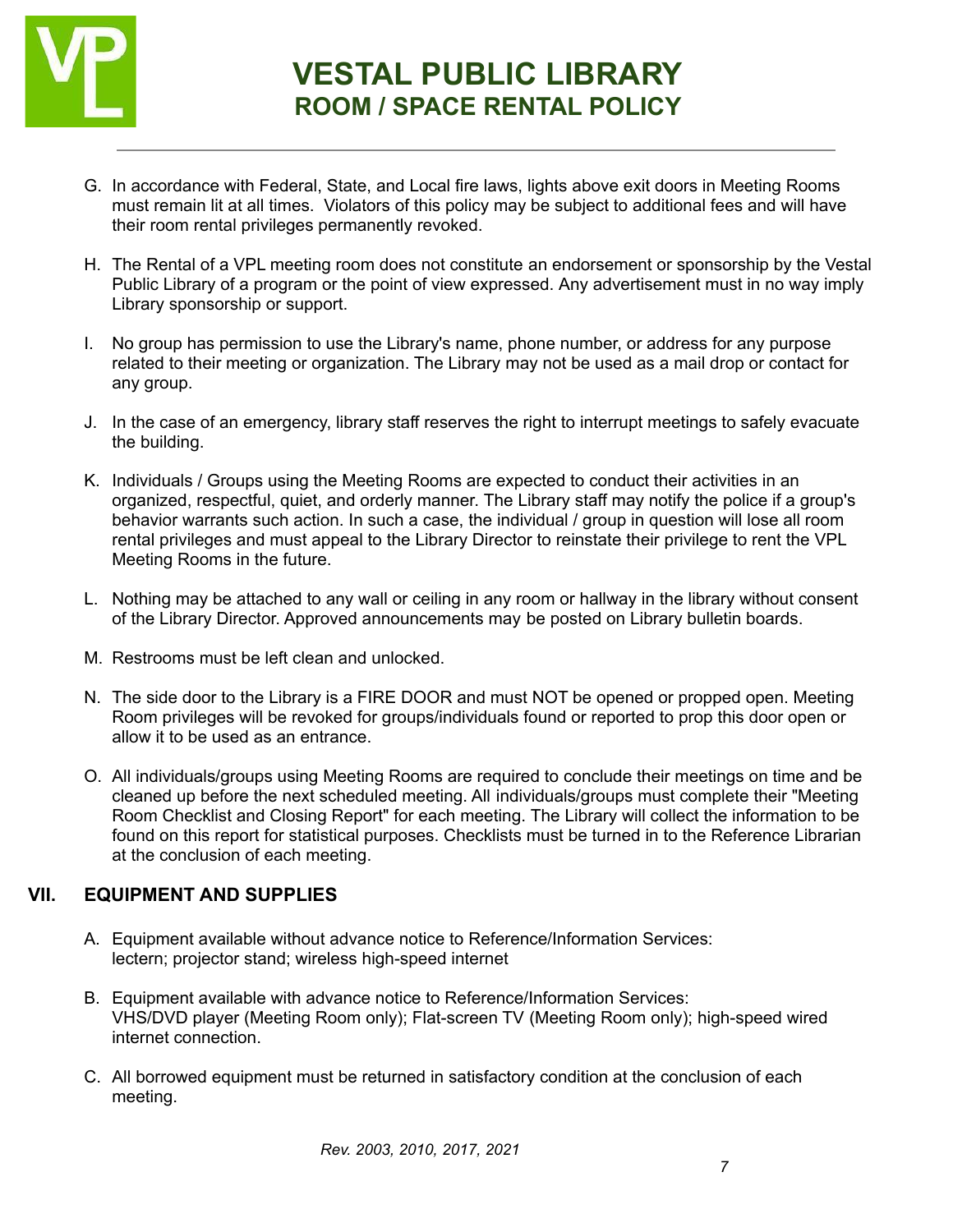G. In accordance with Federal, State, and Local fire laws, lights above exit doors in Meeting Rooms must remain lit at all times. Violators of this policy may be subject to additional fees and will have their room rental privileges permanently revoked.

H. The Rental of a VPL meeting room does not constitute an endorsement or sponsorship by the Vestal Public Library of a program or the point of view expressed. Any advertisement must in no way imply Library sponsorship or support.

I. No group has permission to use the Library's name, phone number, or address for any purpose related to their meeting or organization. The Library may not be used as a mail drop or contact for any group.

J. In the case of an emergency, library staff reserves the right to interrupt meetings to safely evacuate the building.

K. Individuals / Groups using the Meeting Rooms are expected to conduct their activities in an organized, respectful, quiet, and orderly manner. The Library staff may notify the police if a group's behavior warrants such action. In such a case, the individual / group in question will lose all room rental privileges and must appeal to the Library Director to reinstate their privilege to rent the VPL Meeting Rooms in the future.

L. Nothing may be attached to any wall or ceiling in any room or hallway in the library without consent of the Library Director. Approved announcements may be posted on Library bulletin boards.

M. Restrooms must be left clean and unlocked.

N. The side door to the Library is a FIRE DOOR and must NOT be opened or propped open. Meeting Room privileges will be revoked for groups/individuals found or reported to prop this door open or allow it to be used as an entrance.

O. All individuals/groups using Meeting Rooms are required to conclude their meetings on time and be cleaned up before the next scheduled meeting. All individuals/groups must complete their "Meeting Room Checklist and Closing Report" for each meeting. The Library will collect the information to be found on this report for statistical purposes. Checklists must be turned in to the Reference Librarian at the conclusion of each meeting.

## VII. EQUIPMENT AND SUPPLIES

A. Equipment available without advance notice to Reference/Information Services: lectern; projector stand; wireless high-speed internet

B. Equipment available with advance notice to Reference/Information Services: VHS/DVD player (Meeting Room only); Flat-screen TV (Meeting Room only); high-speed wired internet connection.

C. All borrowed equipment must be returned in satisfactory condition at the conclusion of each meeting.

*Rev. 2003, 2010, 2017, 2021*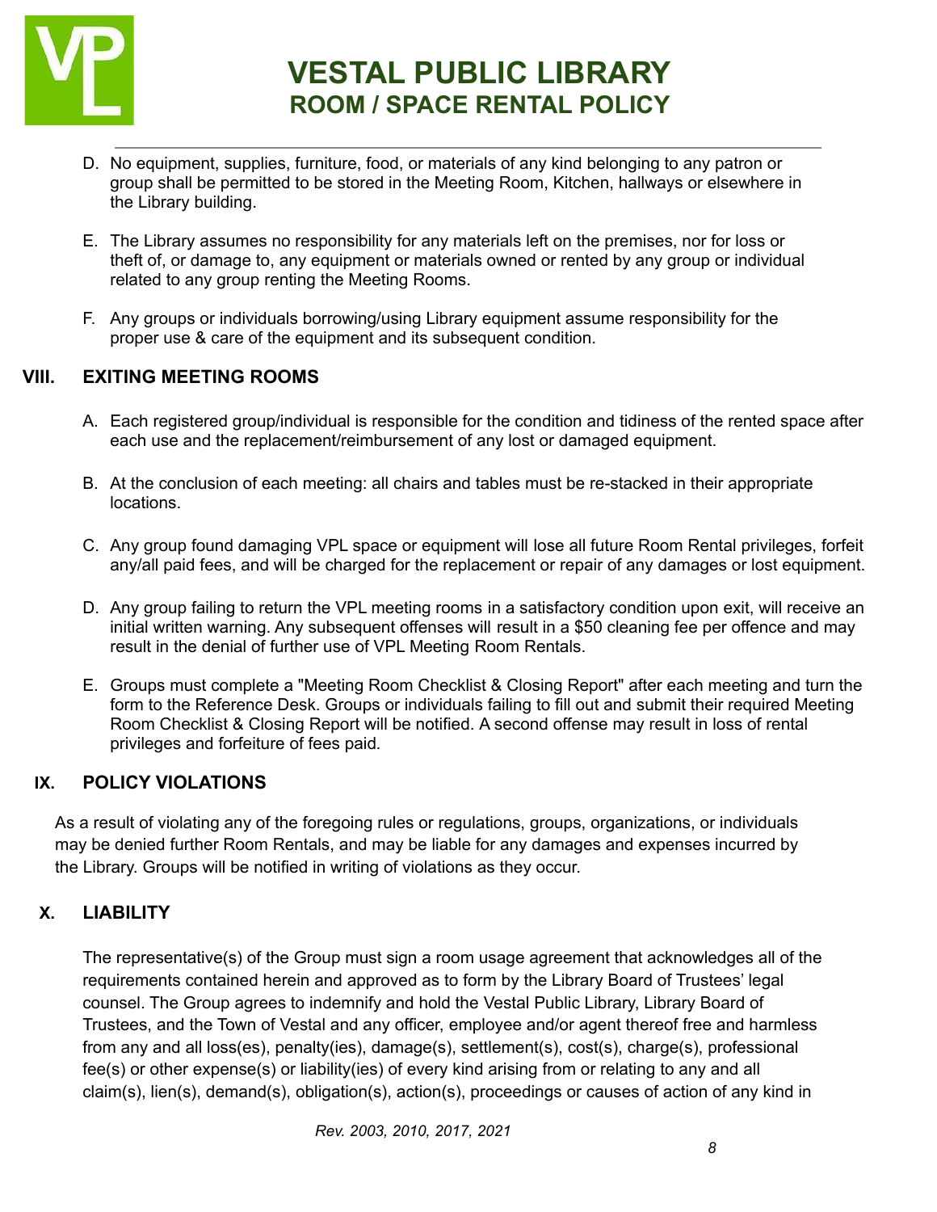D. No equipment, supplies, furniture, food, or materials of any kind belonging to any patron or group shall be permitted to be stored in the Meeting Room, Kitchen, hallways or elsewhere in the Library building.

E. The Library assumes no responsibility for any materials left on the premises, nor for loss or theft of, or damage to, any equipment or materials owned or rented by any group or individual related to any group renting the Meeting Rooms.

F. Any groups or individuals borrowing/using Library equipment assume responsibility for the proper use & care of the equipment and its subsequent condition.

## VIII. EXITING MEETING ROOMS

A. Each registered group/individual is responsible for the condition and tidiness of the rented space after each use and the replacement/reimbursement of any lost or damaged equipment.

B. At the conclusion of each meeting: all chairs and tables must be re-stacked in their appropriate locations.

C. Any group found damaging VPL space or equipment will lose all future Room Rental privileges, forfeit any/all paid fees, and will be charged for the replacement or repair of any damages or lost equipment.

D. Any group failing to return the VPL meeting rooms in a satisfactory condition upon exit, will receive an initial written warning. Any subsequent offenses will result in a $50 cleaning fee per offence and may result in the denial of further use of VPL Meeting Room Rentals.

E. Groups must complete a "Meeting Room Checklist & Closing Report" after each meeting and turn the form to the Reference Desk. Groups or individuals failing to fill out and submit their required Meeting Room Checklist & Closing Report will be notified. A second offense may result in loss of rental privileges and forfeiture of fees paid.

## IX. POLICY VIOLATIONS

As a result of violating any of the foregoing rules or regulations, groups, organizations, or individuals may be denied further Room Rentals, and may be liable for any damages and expenses incurred by the Library. Groups will be notified in writing of violations as they occur.

## X. LIABILITY

The representative(s) of the Group must sign a room usage agreement that acknowledges all of the requirements contained herein and approved as to form by the Library Board of Trustees' legal counsel. The Group agrees to indemnify and hold the Vestal Public Library, Library Board of Trustees, and the Town of Vestal and any officer, employee and/or agent thereof free and harmless from any and all loss(es), penalty(ies), damage(s), settlement(s), cost(s), charge(s), professional fee(s) or other expense(s) or liability(ies) of every kind arising from or relating to any and all claim(s), lien(s), demand(s), obligation(s), action(s), proceedings or causes of action of any kind in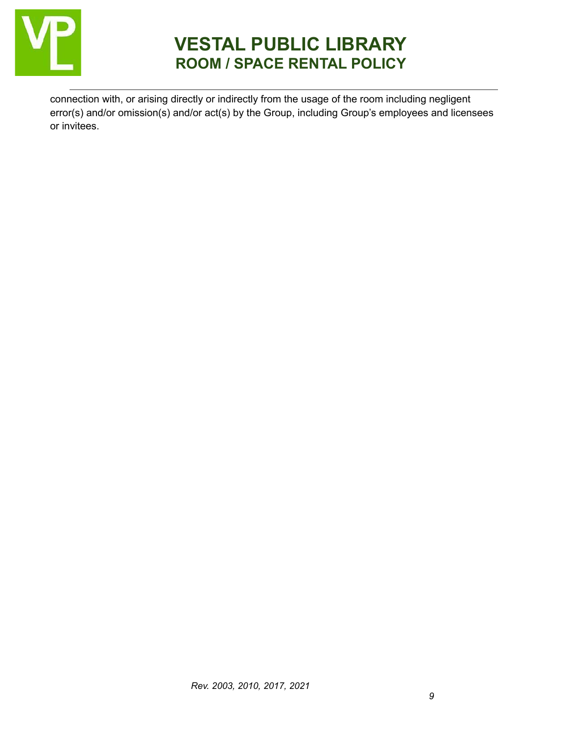connection with, or arising directly or indirectly from the usage of the room including negligent error(s) and/or omission(s) and/or act(s) by the Group, including Group's employees and licensees or invitees.